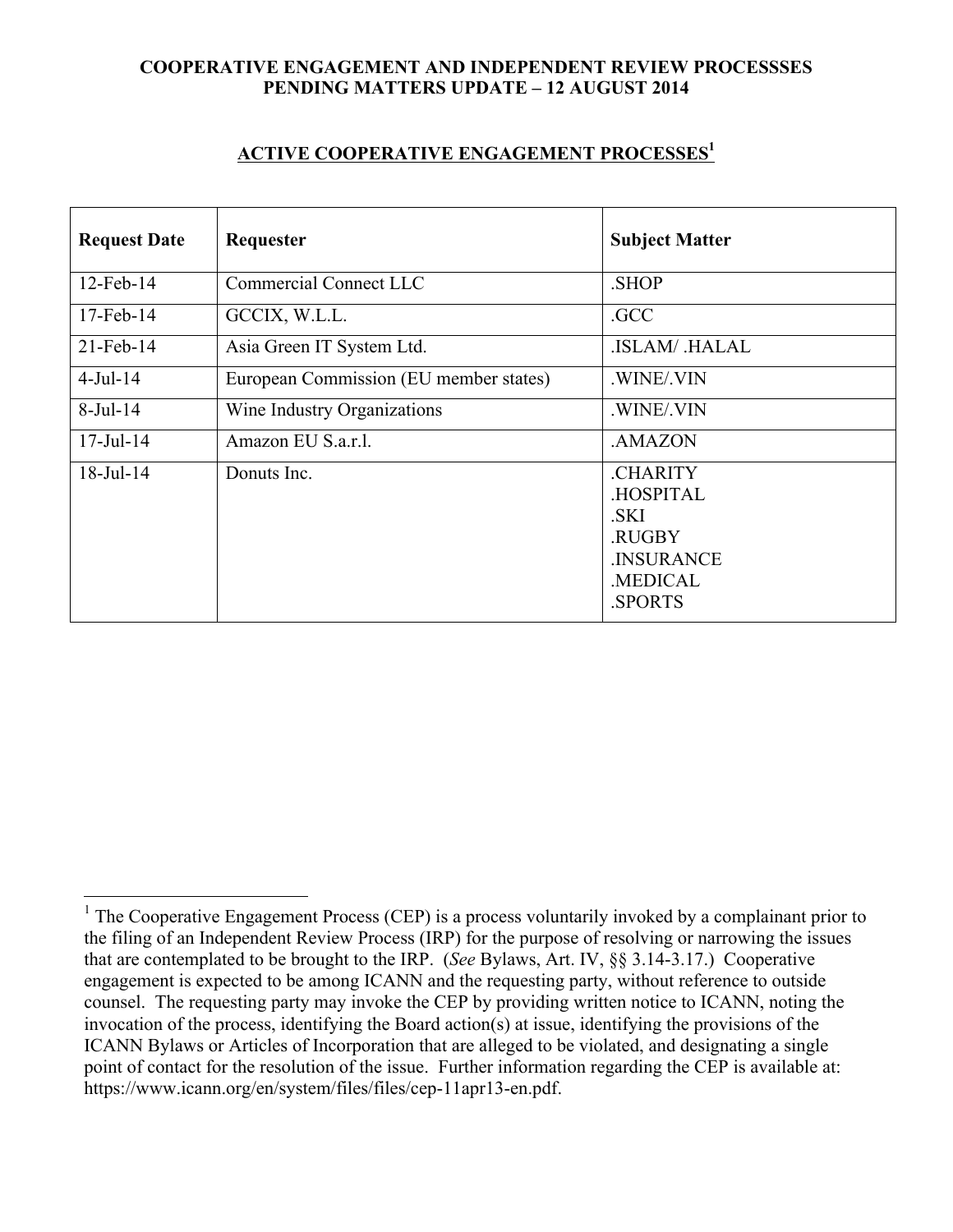**COOPERATIVE ENGAGEMENT AND INDEPENDENT REVIEW PROCESSSES**
**PENDING MATTERS UPDATE – 12 AUGUST 2014**

## ACTIVE COOPERATIVE ENGAGEMENT PROCESSES[1]

| Request Date | Requester | Subject Matter |
|---|---|---|
| 12-Feb-14 | Commercial Connect LLC | .SHOP |
| 17-Feb-14 | GCCIX, W.L.L. | .GCC |
| 21-Feb-14 | Asia Green IT System Ltd. | .ISLAM/ .HALAL |
| 4-Jul-14 | European Commission (EU member states) | .WINE/.VIN |
| 8-Jul-14 | Wine Industry Organizations | .WINE/.VIN |
| 17-Jul-14 | Amazon EU S.a.r.l. | .AMAZON |
| 18-Jul-14 | Donuts Inc. | .CHARITY<br>.HOSPITAL<br>.SKI<br>.RUGBY<br>.INSURANCE<br>.MEDICAL<br>.SPORTS |

---

[1] The Cooperative Engagement Process (CEP) is a process voluntarily invoked by a complainant prior to the filing of an Independent Review Process (IRP) for the purpose of resolving or narrowing the issues that are contemplated to be brought to the IRP. (*See* Bylaws, Art. IV, §§ 3.14-3.17.) Cooperative engagement is expected to be among ICANN and the requesting party, without reference to outside counsel. The requesting party may invoke the CEP by providing written notice to ICANN, noting the invocation of the process, identifying the Board action(s) at issue, identifying the provisions of the ICANN Bylaws or Articles of Incorporation that are alleged to be violated, and designating a single point of contact for the resolution of the issue. Further information regarding the CEP is available at: https://www.icann.org/en/system/files/files/cep-11apr13-en.pdf.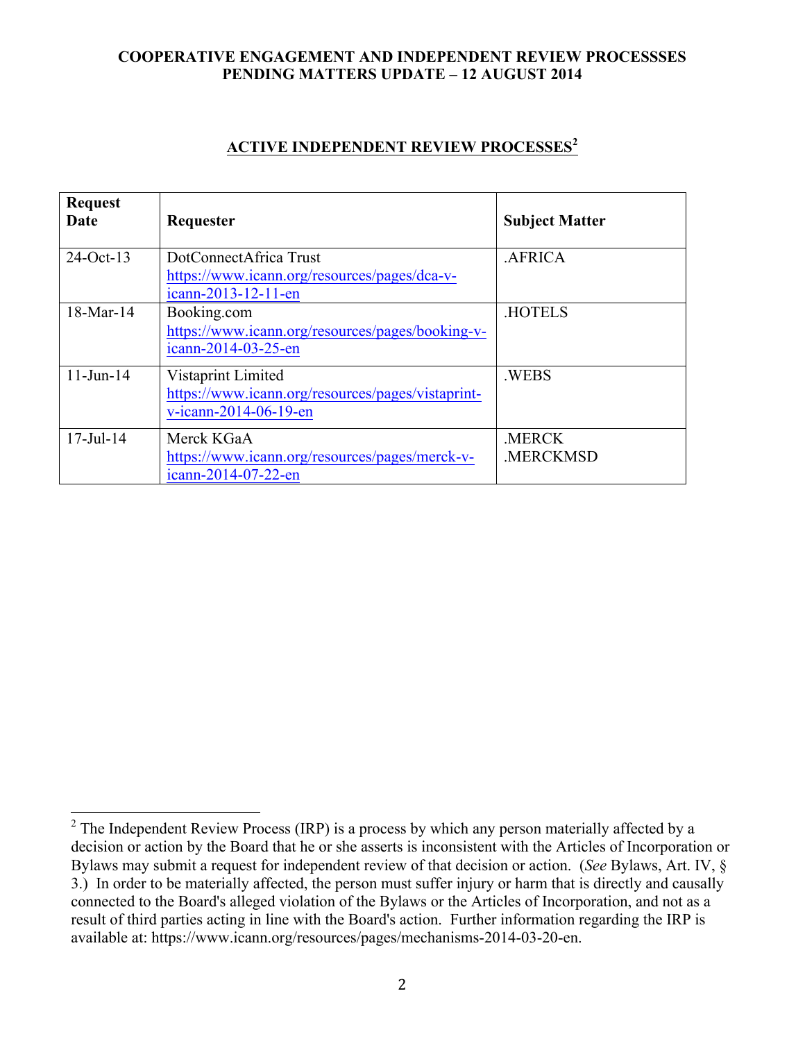## COOPERATIVE ENGAGEMENT AND INDEPENDENT REVIEW PROCESSSES PENDING MATTERS UPDATE – 12 AUGUST 2014

### ACTIVE INDEPENDENT REVIEW PROCESSES[2]

| Request Date | Requester | Subject Matter |
|---|---|---|
| 24-Oct-13 | DotConnectAfrica Trust https://www.icann.org/resources/pages/dca-v-icann-2013-12-11-en | .AFRICA |
| 18-Mar-14 | Booking.com https://www.icann.org/resources/pages/booking-v-icann-2014-03-25-en | .HOTELS |
| 11-Jun-14 | Vistaprint Limited https://www.icann.org/resources/pages/vistaprint-v-icann-2014-06-19-en | .WEBS |
| 17-Jul-14 | Merck KGaA https://www.icann.org/resources/pages/merck-v-icann-2014-07-22-en | .MERCK .MERCKMSD |

[2] The Independent Review Process (IRP) is a process by which any person materially affected by a decision or action by the Board that he or she asserts is inconsistent with the Articles of Incorporation or Bylaws may submit a request for independent review of that decision or action. (*See* Bylaws, Art. IV, § 3.) In order to be materially affected, the person must suffer injury or harm that is directly and causally connected to the Board's alleged violation of the Bylaws or the Articles of Incorporation, and not as a result of third parties acting in line with the Board's action. Further information regarding the IRP is available at: https://www.icann.org/resources/pages/mechanisms-2014-03-20-en.